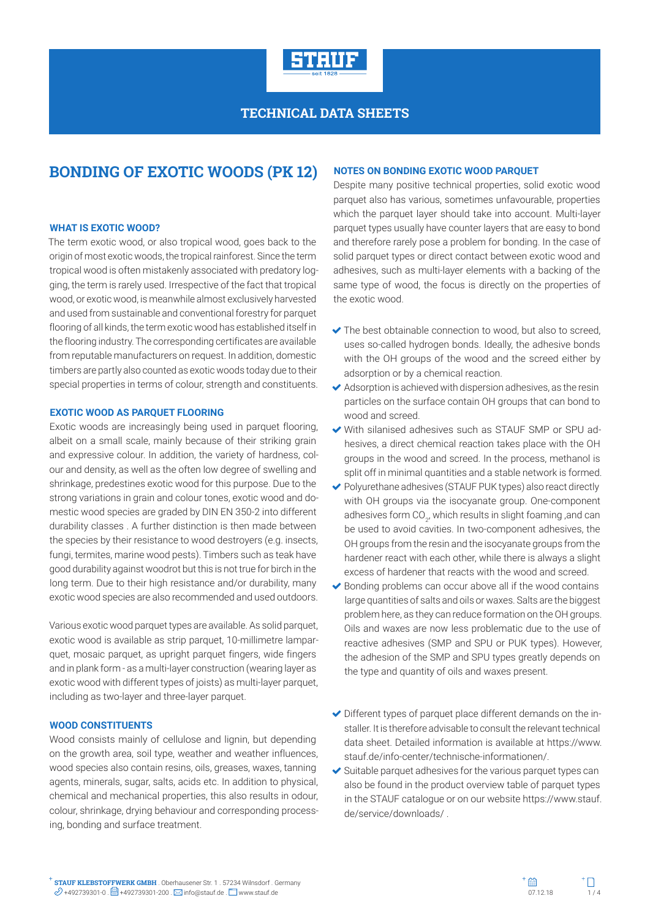# TECHNICAL DATA SHEETS

## BONDING OF EXOTIC WOODS (PK 12)

### WHAT IS EXOTIC WOOD?

The term exotic wood, or also tropical wood, goes back to the origin of most exotic woods, the tropical rainforest. Since the term tropical wood is often mistakenly associated with predatory logging, the term is rarely used. Irrespective of the fact that tropical wood, or exotic wood, is meanwhile almost exclusively harvested and used from sustainable and conventional forestry for parquet flooring of all kinds, the term exotic wood has established itself in the flooring industry. The corresponding certificates are available from reputable manufacturers on request. In addition, domestic timbers are partly also counted as exotic woods today due to their special properties in terms of colour, strength and constituents.

### EXOTIC WOOD AS PARQUET FLOORING

Exotic woods are increasingly being used in parquet flooring, albeit on a small scale, mainly because of their striking grain and expressive colour. In addition, the variety of hardness, colour and density, as well as the often low degree of swelling and shrinkage, predestines exotic wood for this purpose. Due to the strong variations in grain and colour tones, exotic wood and domestic wood species are graded by DIN EN 350-2 into different durability classes . A further distinction is then made between the species by their resistance to wood destroyers (e.g. insects, fungi, termites, marine wood pests). Timbers such as teak have good durability against woodrot but this is not true for birch in the long term. Due to their high resistance and/or durability, many exotic wood species are also recommended and used outdoors.

Various exotic wood parquet types are available. As solid parquet, exotic wood is available as strip parquet, 10-millimetre lamparquet, mosaic parquet, as upright parquet fingers, wide fingers and in plank form - as a multi-layer construction (wearing layer as exotic wood with different types of joists) as multi-layer parquet, including as two-layer and three-layer parquet.

### WOOD CONSTITUENTS

Wood consists mainly of cellulose and lignin, but depending on the growth area, soil type, weather and weather influences, wood species also contain resins, oils, greases, waxes, tanning agents, minerals, sugar, salts, acids etc. In addition to physical, chemical and mechanical properties, this also results in odour, colour, shrinkage, drying behaviour and corresponding processing, bonding and surface treatment.

### NOTES ON BONDING EXOTIC WOOD PARQUET

Despite many positive technical properties, solid exotic wood parquet also has various, sometimes unfavourable, properties which the parquet layer should take into account. Multi-layer parquet types usually have counter layers that are easy to bond and therefore rarely pose a problem for bonding. In the case of solid parquet types or direct contact between exotic wood and adhesives, such as multi-layer elements with a backing of the same type of wood, the focus is directly on the properties of the exotic wood.

- The best obtainable connection to wood, but also to screed, uses so-called hydrogen bonds. Ideally, the adhesive bonds with the OH groups of the wood and the screed either by adsorption or by a chemical reaction.
- Adsorption is achieved with dispersion adhesives, as the resin particles on the surface contain OH groups that can bond to wood and screed.
- With silanised adhesives such as STAUF SMP or SPU adhesives, a direct chemical reaction takes place with the OH groups in the wood and screed. In the process, methanol is split off in minimal quantities and a stable network is formed.
- Polyurethane adhesives (STAUF PUK types) also react directly with OH groups via the isocyanate group. One-component adhesives form $CO_2$, which results in slight foaming ,and can be used to avoid cavities. In two-component adhesives, the OH groups from the resin and the isocyanate groups from the hardener react with each other, while there is always a slight excess of hardener that reacts with the wood and screed.
- Bonding problems can occur above all if the wood contains large quantities of salts and oils or waxes. Salts are the biggest problem here, as they can reduce formation on the OH groups. Oils and waxes are now less problematic due to the use of reactive adhesives (SMP and SPU or PUK types). However, the adhesion of the SMP and SPU types greatly depends on the type and quantity of oils and waxes present.

- Different types of parquet place different demands on the installer. It is therefore advisable to consult the relevant technical data sheet. Detailed information is available at https://www.stauf.de/info-center/technische-informationen/.
- Suitable parquet adhesives for the various parquet types can also be found in the product overview table of parquet types in the STAUF catalogue or on our website https://www.stauf.de/service/downloads/ .

**STAUF KLEBSTOFFWERK GMBH** . Oberhausener Str. 1 . 57234 Wilnsdorf . Germany
+492739301-0 . +492739301-200 . info@stauf.de . www.stauf.de

07.12.18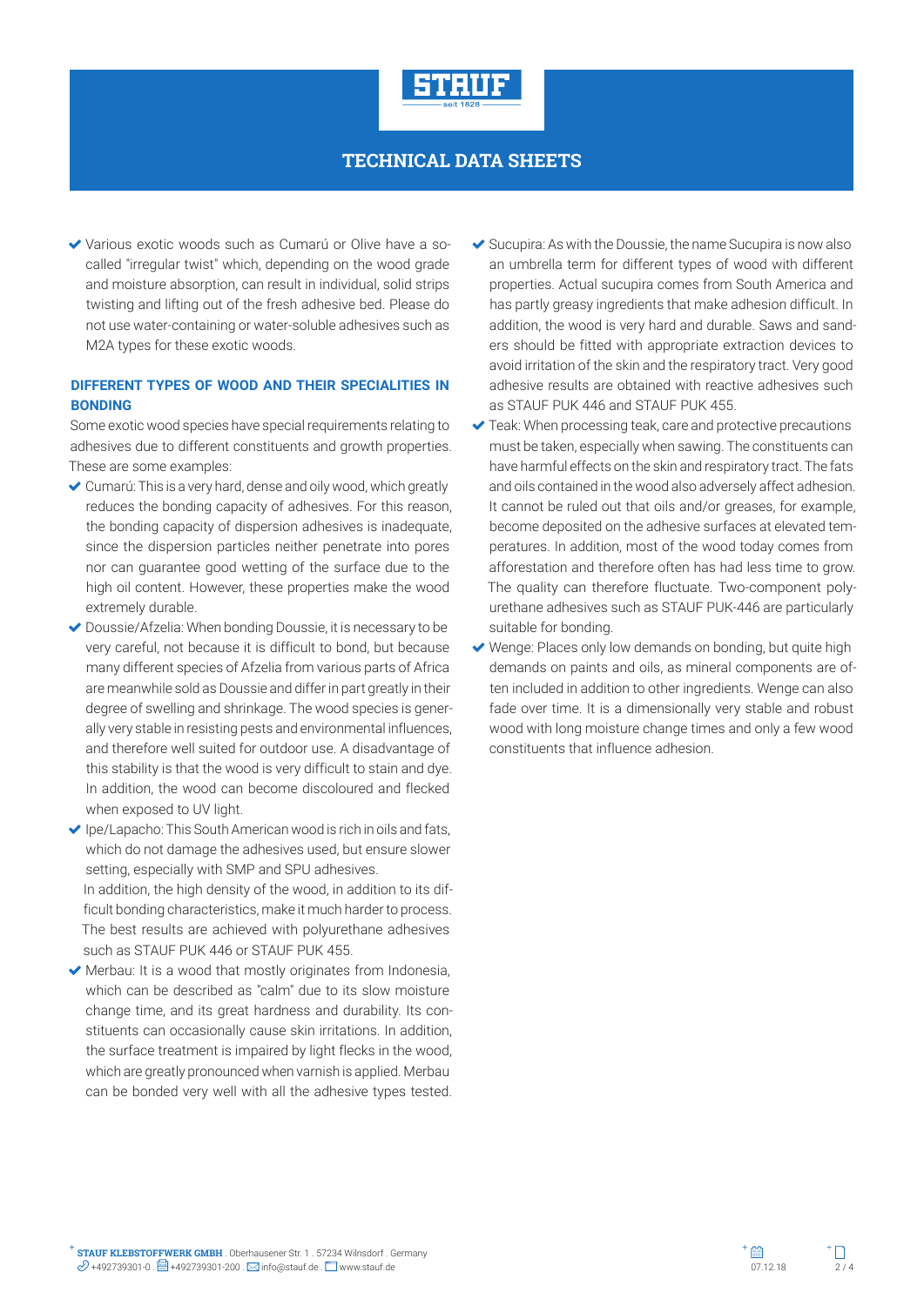- Various exotic woods such as Cumarú or Olive have a so-called "irregular twist" which, depending on the wood grade and moisture absorption, can result in individual, solid strips twisting and lifting out of the fresh adhesive bed. Please do not use water-containing or water-soluble adhesives such as M2A types for these exotic woods.

## DIFFERENT TYPES OF WOOD AND THEIR SPECIALITIES IN BONDING

Some exotic wood species have special requirements relating to adhesives due to different constituents and growth properties. These are some examples:

- Cumarú: This is a very hard, dense and oily wood, which greatly reduces the bonding capacity of adhesives. For this reason, the bonding capacity of dispersion adhesives is inadequate, since the dispersion particles neither penetrate into pores nor can guarantee good wetting of the surface due to the high oil content. However, these properties make the wood extremely durable.
- Doussie/Afzelia: When bonding Doussie, it is necessary to be very careful, not because it is difficult to bond, but because many different species of Afzelia from various parts of Africa are meanwhile sold as Doussie and differ in part greatly in their degree of swelling and shrinkage. The wood species is generally very stable in resisting pests and environmental influences, and therefore well suited for outdoor use. A disadvantage of this stability is that the wood is very difficult to stain and dye. In addition, the wood can become discoloured and flecked when exposed to UV light.
- Ipe/Lapacho: This South American wood is rich in oils and fats, which do not damage the adhesives used, but ensure slower setting, especially with SMP and SPU adhesives.
  In addition, the high density of the wood, in addition to its difficult bonding characteristics, make it much harder to process. The best results are achieved with polyurethane adhesives such as STAUF PUK 446 or STAUF PUK 455.
- Merbau: It is a wood that mostly originates from Indonesia, which can be described as "calm" due to its slow moisture change time, and its great hardness and durability. Its constituents can occasionally cause skin irritations. In addition, the surface treatment is impaired by light flecks in the wood, which are greatly pronounced when varnish is applied. Merbau can be bonded very well with all the adhesive types tested.
- Sucupira: As with the Doussie, the name Sucupira is now also an umbrella term for different types of wood with different properties. Actual sucupira comes from South America and has partly greasy ingredients that make adhesion difficult. In addition, the wood is very hard and durable. Saws and sanders should be fitted with appropriate extraction devices to avoid irritation of the skin and the respiratory tract. Very good adhesive results are obtained with reactive adhesives such as STAUF PUK 446 and STAUF PUK 455.
- Teak: When processing teak, care and protective precautions must be taken, especially when sawing. The constituents can have harmful effects on the skin and respiratory tract. The fats and oils contained in the wood also adversely affect adhesion. It cannot be ruled out that oils and/or greases, for example, become deposited on the adhesive surfaces at elevated temperatures. In addition, most of the wood today comes from afforestation and therefore often has had less time to grow. The quality can therefore fluctuate. Two-component polyurethane adhesives such as STAUF PUK-446 are particularly suitable for bonding.
- Wenge: Places only low demands on bonding, but quite high demands on paints and oils, as mineral components are often included in addition to other ingredients. Wenge can also fade over time. It is a dimensionally very stable and robust wood with long moisture change times and only a few wood constituents that influence adhesion.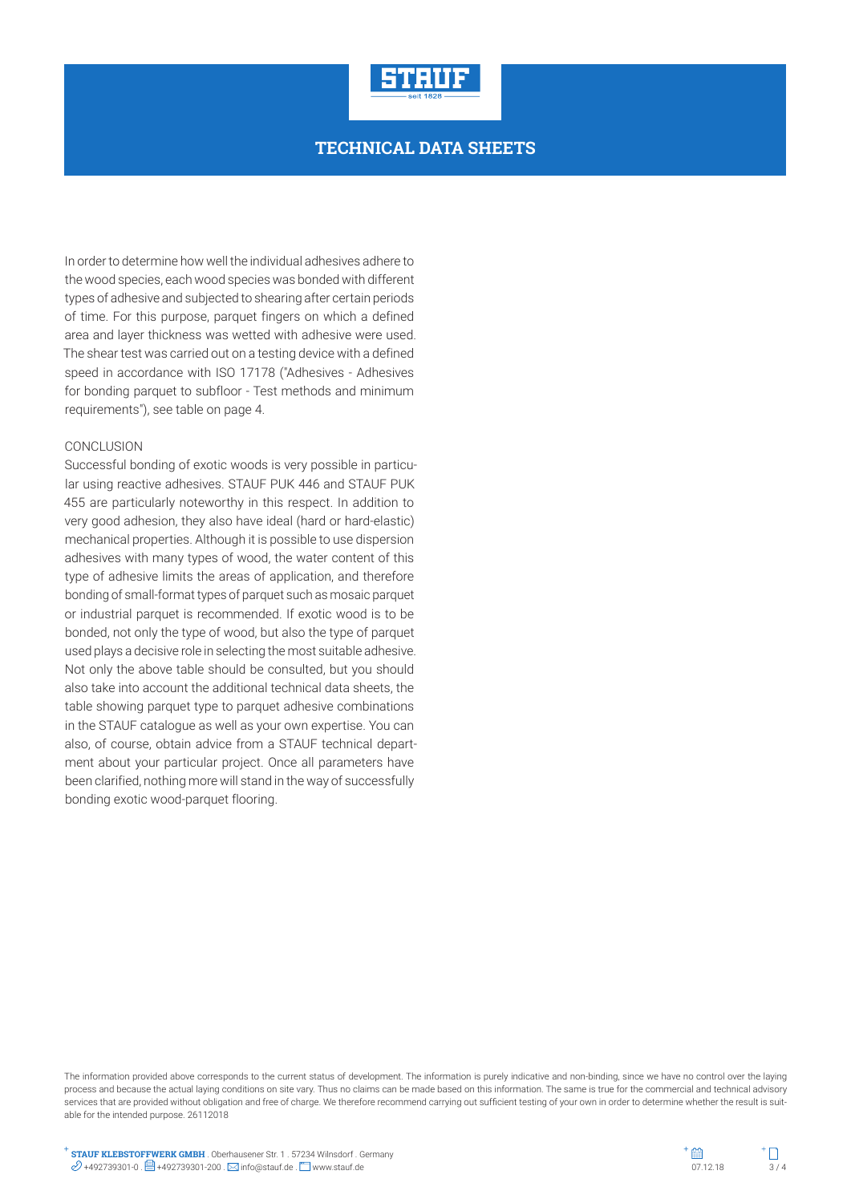In order to determine how well the individual adhesives adhere to the wood species, each wood species was bonded with different types of adhesive and subjected to shearing after certain periods of time. For this purpose, parquet fingers on which a defined area and layer thickness was wetted with adhesive were used. The shear test was carried out on a testing device with a defined speed in accordance with ISO 17178 ("Adhesives - Adhesives for bonding parquet to subfloor - Test methods and minimum requirements"), see table on page 4.

CONCLUSION

Successful bonding of exotic woods is very possible in particular using reactive adhesives. STAUF PUK 446 and STAUF PUK 455 are particularly noteworthy in this respect. In addition to very good adhesion, they also have ideal (hard or hard-elastic) mechanical properties. Although it is possible to use dispersion adhesives with many types of wood, the water content of this type of adhesive limits the areas of application, and therefore bonding of small-format types of parquet such as mosaic parquet or industrial parquet is recommended. If exotic wood is to be bonded, not only the type of wood, but also the type of parquet used plays a decisive role in selecting the most suitable adhesive. Not only the above table should be consulted, but you should also take into account the additional technical data sheets, the table showing parquet type to parquet adhesive combinations in the STAUF catalogue as well as your own expertise. You can also, of course, obtain advice from a STAUF technical department about your particular project. Once all parameters have been clarified, nothing more will stand in the way of successfully bonding exotic wood-parquet flooring.

The information provided above corresponds to the current status of development. The information is purely indicative and non-binding, since we have no control over the laying process and because the actual laying conditions on site vary. Thus no claims can be made based on this information. The same is true for the commercial and technical advisory services that are provided without obligation and free of charge. We therefore recommend carrying out sufficient testing of your own in order to determine whether the result is suitable for the intended purpose. 26112018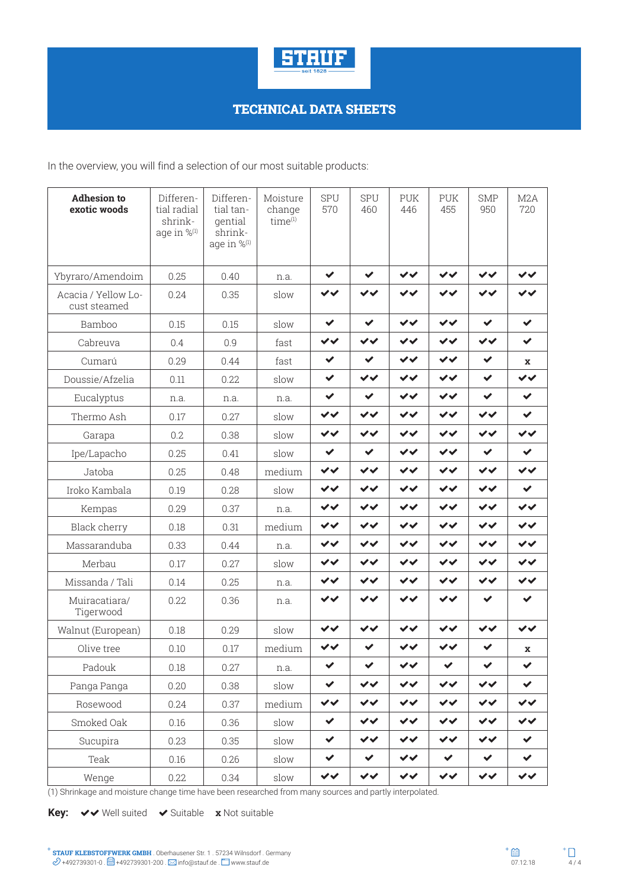# TECHNICAL DATA SHEETS

In the overview, you will find a selection of our most suitable products:

| **Adhesion to exotic woods** | Differential radial shrinkage in %[1] | Differential tangential shrinkage in %[1] | Moisture change time[1] | SPU 570 | SPU 460 | PUK 446 | PUK 455 | SMP 950 | M2A 720 |
|---|---|---|---|---|---|---|---|---|---|
| Ybyraro/Amendoim | 0.25 | 0.40 | n.a. | ✔ | ✔ | ✔✔ | ✔✔ | ✔✔ | ✔✔ |
| Acacia / Yellow Locust steamed | 0.24 | 0.35 | slow | ✔✔ | ✔✔ | ✔✔ | ✔✔ | ✔✔ | ✔✔ |
| Bamboo | 0.15 | 0.15 | slow | ✔ | ✔ | ✔✔ | ✔✔ | ✔ | ✔ |
| Cabreuva | 0.4 | 0.9 | fast | ✔✔ | ✔✔ | ✔✔ | ✔✔ | ✔✔ | ✔ |
| Cumarú | 0.29 | 0.44 | fast | ✔ | ✔ | ✔✔ | ✔✔ | ✔ | x |
| Doussie/Afzelia | 0.11 | 0.22 | slow | ✔ | ✔✔ | ✔✔ | ✔✔ | ✔ | ✔✔ |
| Eucalyptus | n.a. | n.a. | n.a. | ✔ | ✔ | ✔✔ | ✔✔ | ✔ | ✔ |
| Thermo Ash | 0.17 | 0.27 | slow | ✔✔ | ✔✔ | ✔✔ | ✔✔ | ✔✔ | ✔ |
| Garapa | 0.2 | 0.38 | slow | ✔✔ | ✔✔ | ✔✔ | ✔✔ | ✔✔ | ✔✔ |
| Ipe/Lapacho | 0.25 | 0.41 | slow | ✔ | ✔ | ✔✔ | ✔✔ | ✔ | ✔ |
| Jatoba | 0.25 | 0.48 | medium | ✔✔ | ✔✔ | ✔✔ | ✔✔ | ✔✔ | ✔✔ |
| Iroko Kambala | 0.19 | 0.28 | slow | ✔✔ | ✔✔ | ✔✔ | ✔✔ | ✔✔ | ✔ |
| Kempas | 0.29 | 0.37 | n.a. | ✔✔ | ✔✔ | ✔✔ | ✔✔ | ✔✔ | ✔✔ |
| Black cherry | 0.18 | 0.31 | medium | ✔✔ | ✔✔ | ✔✔ | ✔✔ | ✔✔ | ✔✔ |
| Massaranduba | 0.33 | 0.44 | n.a. | ✔✔ | ✔✔ | ✔✔ | ✔✔ | ✔✔ | ✔✔ |
| Merbau | 0.17 | 0.27 | slow | ✔✔ | ✔✔ | ✔✔ | ✔✔ | ✔✔ | ✔✔ |
| Missanda / Tali | 0.14 | 0.25 | n.a. | ✔✔ | ✔✔ | ✔✔ | ✔✔ | ✔✔ | ✔✔ |
| Muiracatiara/ Tigerwood | 0.22 | 0.36 | n.a. | ✔✔ | ✔✔ | ✔✔ | ✔✔ | ✔ | ✔ |
| Walnut (European) | 0.18 | 0.29 | slow | ✔✔ | ✔✔ | ✔✔ | ✔✔ | ✔✔ | ✔✔ |
| Olive tree | 0.10 | 0.17 | medium | ✔✔ | ✔ | ✔✔ | ✔✔ | ✔ | x |
| Padouk | 0.18 | 0.27 | n.a. | ✔ | ✔ | ✔✔ | ✔ | ✔ | ✔ |
| Panga Panga | 0.20 | 0.38 | slow | ✔ | ✔✔ | ✔✔ | ✔✔ | ✔✔ | ✔ |
| Rosewood | 0.24 | 0.37 | medium | ✔✔ | ✔✔ | ✔✔ | ✔✔ | ✔✔ | ✔✔ |
| Smoked Oak | 0.16 | 0.36 | slow | ✔ | ✔✔ | ✔✔ | ✔✔ | ✔✔ | ✔✔ |
| Sucupira | 0.23 | 0.35 | slow | ✔ | ✔✔ | ✔✔ | ✔✔ | ✔✔ | ✔ |
| Teak | 0.16 | 0.26 | slow | ✔ | ✔ | ✔✔ | ✔ | ✔ | ✔ |
| Wenge | 0.22 | 0.34 | slow | ✔✔ | ✔✔ | ✔✔ | ✔✔ | ✔✔ | ✔✔ |

(1) Shrinkage and moisture change time have been researched from many sources and partly interpolated.

**Key:** ✔✔ Well suited ✔ Suitable **x** Not suitable

**STAUF KLEBSTOFFWERK GMBH** . Oberhausener Str. 1 . 57234 Wilnsdorf . Germany
+492739301-0 . +492739301-200 . info@stauf.de . www.stauf.de

07.12.18